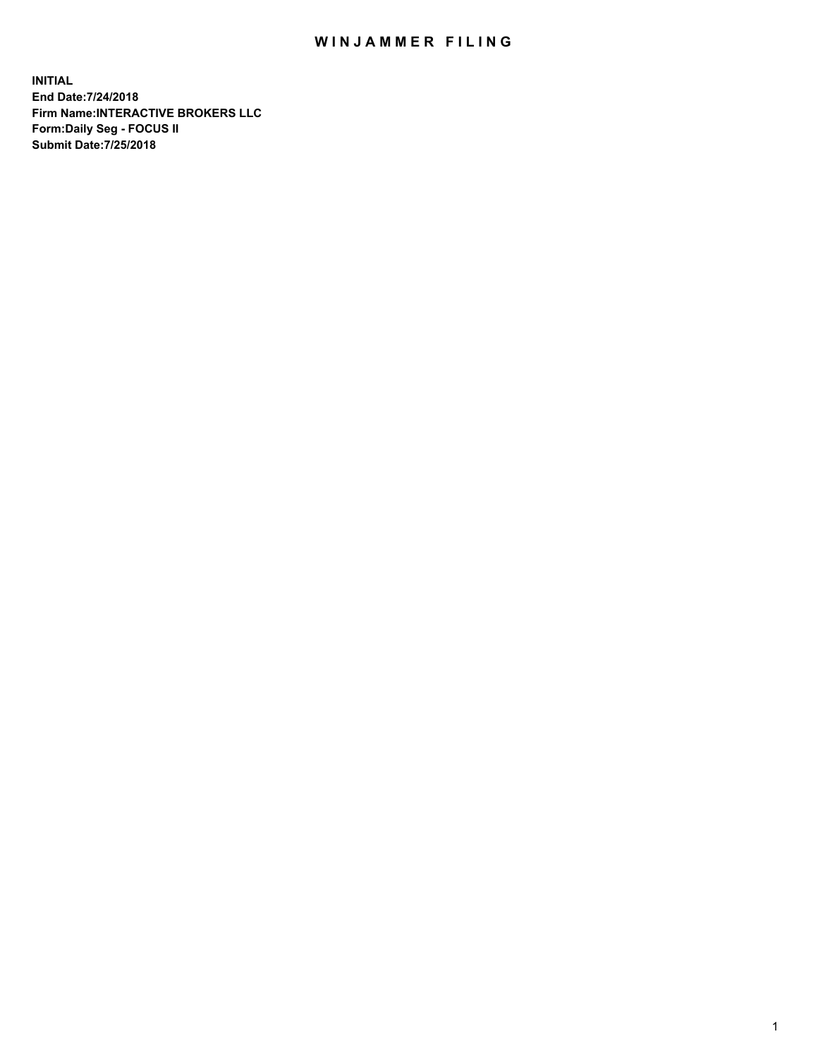# WINJAMMER FILING

**INITIAL**
**End Date:7/24/2018**
**Firm Name:INTERACTIVE BROKERS LLC**
**Form:Daily Seg - FOCUS II**
**Submit Date:7/25/2018**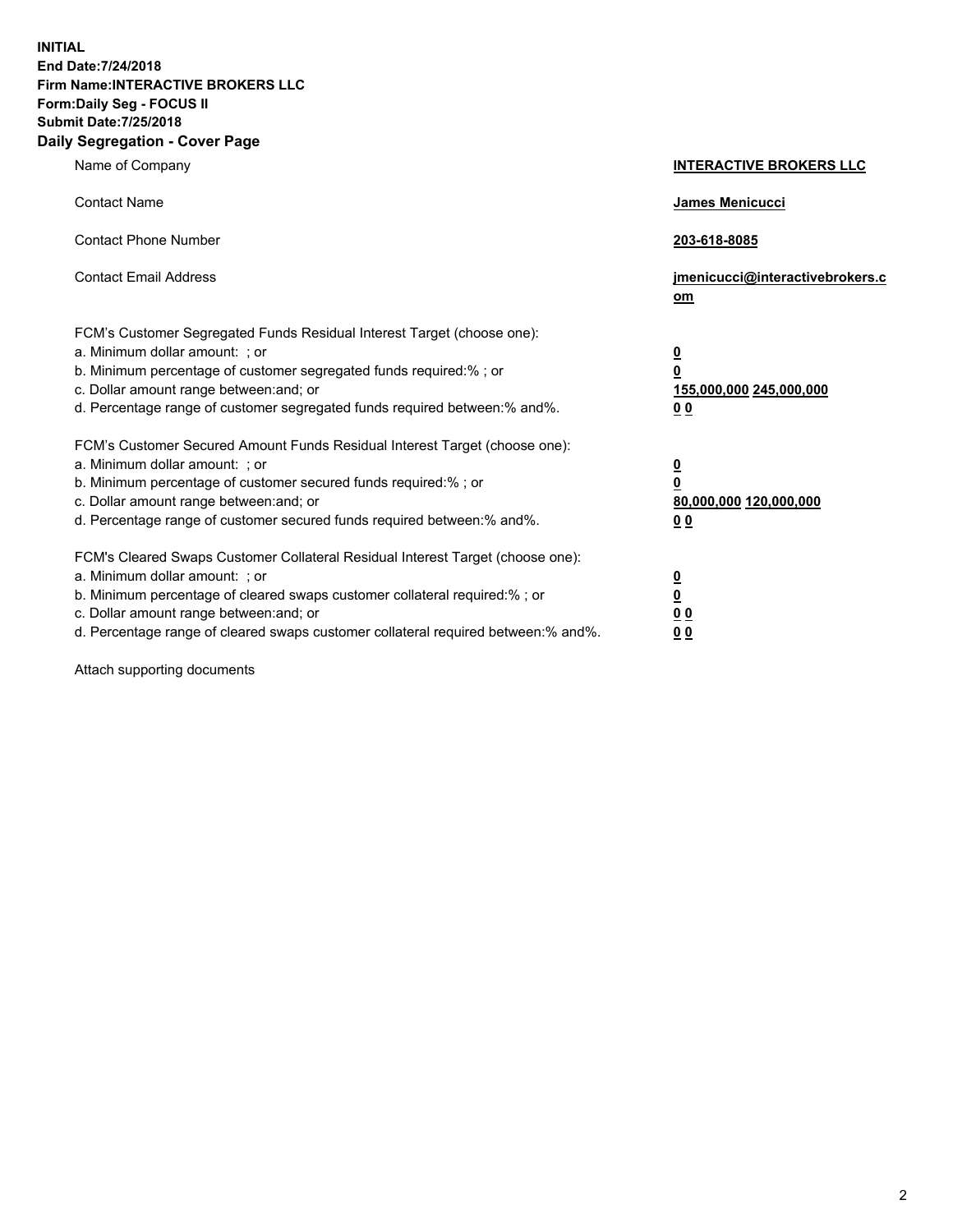**INITIAL**
**End Date:7/24/2018**
**Firm Name:INTERACTIVE BROKERS LLC**
**Form:Daily Seg - FOCUS II**
**Submit Date:7/25/2018**

## Daily Segregation - Cover Page

| | |
|---|---|
| Name of Company | **INTERACTIVE BROKERS LLC** |
| Contact Name | **James Menicucci** |
| Contact Phone Number | **203-618-8085** |
| Contact Email Address | **jmenicucci@interactivebrokers.com** |

FCM's Customer Segregated Funds Residual Interest Target (choose one):

| | |
|---|---|
| a. Minimum dollar amount: ; or | **0** |
| b. Minimum percentage of customer segregated funds required:% ; or | **0** |
| c. Dollar amount range between:and; or | **155,000,000 245,000,000** |
| d. Percentage range of customer segregated funds required between:% and%. | **0 0** |

FCM's Customer Secured Amount Funds Residual Interest Target (choose one):

| | |
|---|---|
| a. Minimum dollar amount: ; or | **0** |
| b. Minimum percentage of customer secured funds required:% ; or | **0** |
| c. Dollar amount range between:and; or | **80,000,000 120,000,000** |
| d. Percentage range of customer secured funds required between:% and%. | **0 0** |

FCM's Cleared Swaps Customer Collateral Residual Interest Target (choose one):

| | |
|---|---|
| a. Minimum dollar amount: ; or | **0** |
| b. Minimum percentage of cleared swaps customer collateral required:% ; or | **0** |
| c. Dollar amount range between:and; or | **0 0** |
| d. Percentage range of cleared swaps customer collateral required between:% and%. | **0 0** |

Attach supporting documents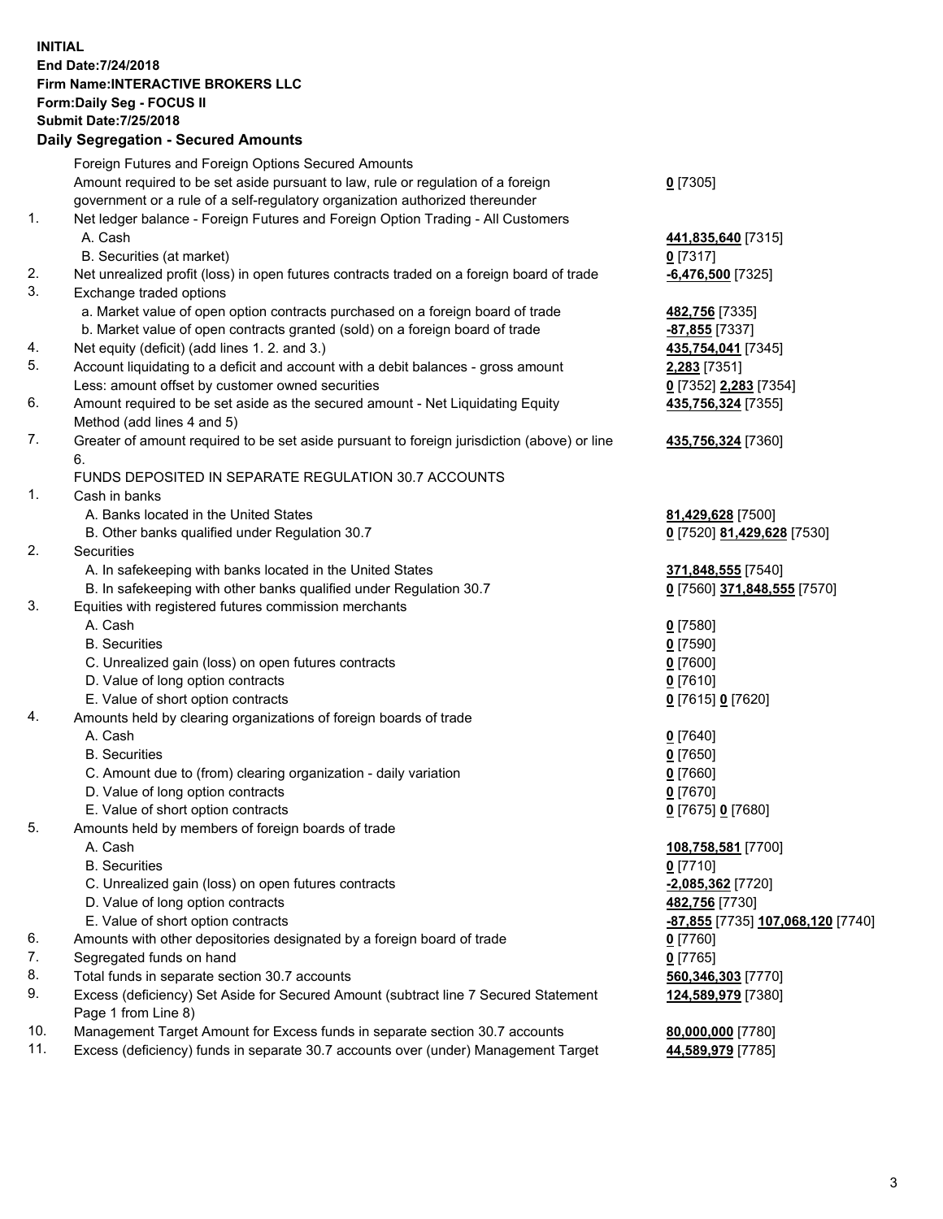**INITIAL**
**End Date:7/24/2018**
**Firm Name:INTERACTIVE BROKERS LLC**
**Form:Daily Seg - FOCUS II**
**Submit Date:7/25/2018**

## Daily Segregation - Secured Amounts

| | | |
|---|---|---|
| | Foreign Futures and Foreign Options Secured Amounts | |
| | Amount required to be set aside pursuant to law, rule or regulation of a foreign government or a rule of a self-regulatory organization authorized thereunder | **0** [7305] |
| 1. | Net ledger balance - Foreign Futures and Foreign Option Trading - All Customers | |
| | A. Cash | **441,835,640** [7315] |
| | B. Securities (at market) | **0** [7317] |
| 2. | Net unrealized profit (loss) in open futures contracts traded on a foreign board of trade | **-6,476,500** [7325] |
| 3. | Exchange traded options | |
| | a. Market value of open option contracts purchased on a foreign board of trade | **482,756** [7335] |
| | b. Market value of open contracts granted (sold) on a foreign board of trade | **-87,855** [7337] |
| 4. | Net equity (deficit) (add lines 1. 2. and 3.) | **435,754,041** [7345] |
| 5. | Account liquidating to a deficit and account with a debit balances - gross amount | **2,283** [7351] |
| | Less: amount offset by customer owned securities | **0** [7352] **2,283** [7354] |
| 6. | Amount required to be set aside as the secured amount - Net Liquidating Equity Method (add lines 4 and 5) | **435,756,324** [7355] |
| 7. | Greater of amount required to be set aside pursuant to foreign jurisdiction (above) or line 6. | **435,756,324** [7360] |
| | FUNDS DEPOSITED IN SEPARATE REGULATION 30.7 ACCOUNTS | |
| 1. | Cash in banks | |
| | A. Banks located in the United States | **81,429,628** [7500] |
| | B. Other banks qualified under Regulation 30.7 | **0** [7520] **81,429,628** [7530] |
| 2. | Securities | |
| | A. In safekeeping with banks located in the United States | **371,848,555** [7540] |
| | B. In safekeeping with other banks qualified under Regulation 30.7 | **0** [7560] **371,848,555** [7570] |
| 3. | Equities with registered futures commission merchants | |
| | A. Cash | **0** [7580] |
| | B. Securities | **0** [7590] |
| | C. Unrealized gain (loss) on open futures contracts | **0** [7600] |
| | D. Value of long option contracts | **0** [7610] |
| | E. Value of short option contracts | **0** [7615] **0** [7620] |
| 4. | Amounts held by clearing organizations of foreign boards of trade | |
| | A. Cash | **0** [7640] |
| | B. Securities | **0** [7650] |
| | C. Amount due to (from) clearing organization - daily variation | **0** [7660] |
| | D. Value of long option contracts | **0** [7670] |
| | E. Value of short option contracts | **0** [7675] **0** [7680] |
| 5. | Amounts held by members of foreign boards of trade | |
| | A. Cash | **108,758,581** [7700] |
| | B. Securities | **0** [7710] |
| | C. Unrealized gain (loss) on open futures contracts | **-2,085,362** [7720] |
| | D. Value of long option contracts | **482,756** [7730] |
| | E. Value of short option contracts | **-87,855** [7735] **107,068,120** [7740] |
| 6. | Amounts with other depositories designated by a foreign board of trade | **0** [7760] |
| 7. | Segregated funds on hand | **0** [7765] |
| 8. | Total funds in separate section 30.7 accounts | **560,346,303** [7770] |
| 9. | Excess (deficiency) Set Aside for Secured Amount (subtract line 7 Secured Statement Page 1 from Line 8) | **124,589,979** [7380] |
| 10. | Management Target Amount for Excess funds in separate section 30.7 accounts | **80,000,000** [7780] |
| 11. | Excess (deficiency) funds in separate 30.7 accounts over (under) Management Target | **44,589,979** [7785] |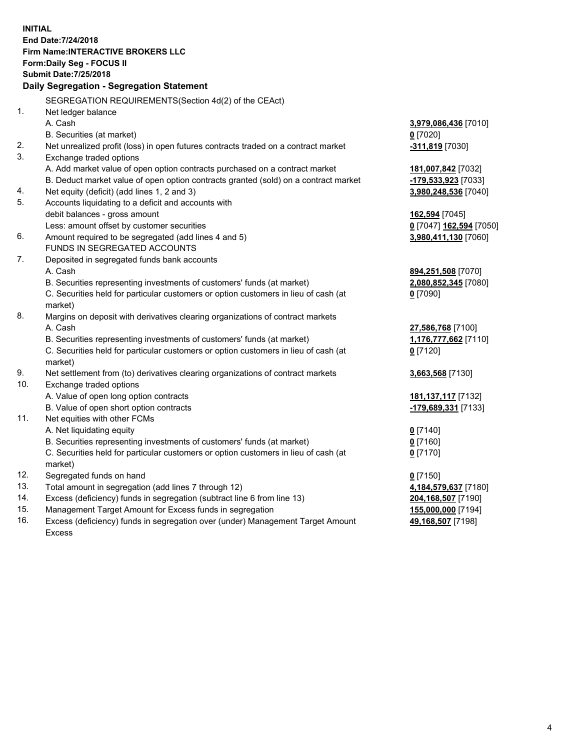**INITIAL**
**End Date:7/24/2018**
**Firm Name:INTERACTIVE BROKERS LLC**
**Form:Daily Seg - FOCUS II**
**Submit Date:7/25/2018**

**Daily Segregation - Segregation Statement**

SEGREGATION REQUIREMENTS(Section 4d(2) of the CEAct)

| | | |
|---|---|---|
| 1. | Net ledger balance | |
| | A. Cash | **3,979,086,436** [7010] |
| | B. Securities (at market) | **0** [7020] |
| 2. | Net unrealized profit (loss) in open futures contracts traded on a contract market | **-311,819** [7030] |
| 3. | Exchange traded options | |
| | A. Add market value of open option contracts purchased on a contract market | **181,007,842** [7032] |
| | B. Deduct market value of open option contracts granted (sold) on a contract market | **-179,533,923** [7033] |
| 4. | Net equity (deficit) (add lines 1, 2 and 3) | **3,980,248,536** [7040] |
| 5. | Accounts liquidating to a deficit and accounts with debit balances - gross amount | **162,594** [7045] |
| | Less: amount offset by customer securities | **0** [7047] **162,594** [7050] |
| 6. | Amount required to be segregated (add lines 4 and 5) | **3,980,411,130** [7060] |
| | FUNDS IN SEGREGATED ACCOUNTS | |
| 7. | Deposited in segregated funds bank accounts | |
| | A. Cash | **894,251,508** [7070] |
| | B. Securities representing investments of customers' funds (at market) | **2,080,852,345** [7080] |
| | C. Securities held for particular customers or option customers in lieu of cash (at market) | **0** [7090] |
| 8. | Margins on deposit with derivatives clearing organizations of contract markets | |
| | A. Cash | **27,586,768** [7100] |
| | B. Securities representing investments of customers' funds (at market) | **1,176,777,662** [7110] |
| | C. Securities held for particular customers or option customers in lieu of cash (at market) | **0** [7120] |
| 9. | Net settlement from (to) derivatives clearing organizations of contract markets | **3,663,568** [7130] |
| 10. | Exchange traded options | |
| | A. Value of open long option contracts | **181,137,117** [7132] |
| | B. Value of open short option contracts | **-179,689,331** [7133] |
| 11. | Net equities with other FCMs | |
| | A. Net liquidating equity | **0** [7140] |
| | B. Securities representing investments of customers' funds (at market) | **0** [7160] |
| | C. Securities held for particular customers or option customers in lieu of cash (at market) | **0** [7170] |
| 12. | Segregated funds on hand | **0** [7150] |
| 13. | Total amount in segregation (add lines 7 through 12) | **4,184,579,637** [7180] |
| 14. | Excess (deficiency) funds in segregation (subtract line 6 from line 13) | **204,168,507** [7190] |
| 15. | Management Target Amount for Excess funds in segregation | **155,000,000** [7194] |
| 16. | Excess (deficiency) funds in segregation over (under) Management Target Amount Excess | **49,168,507** [7198] |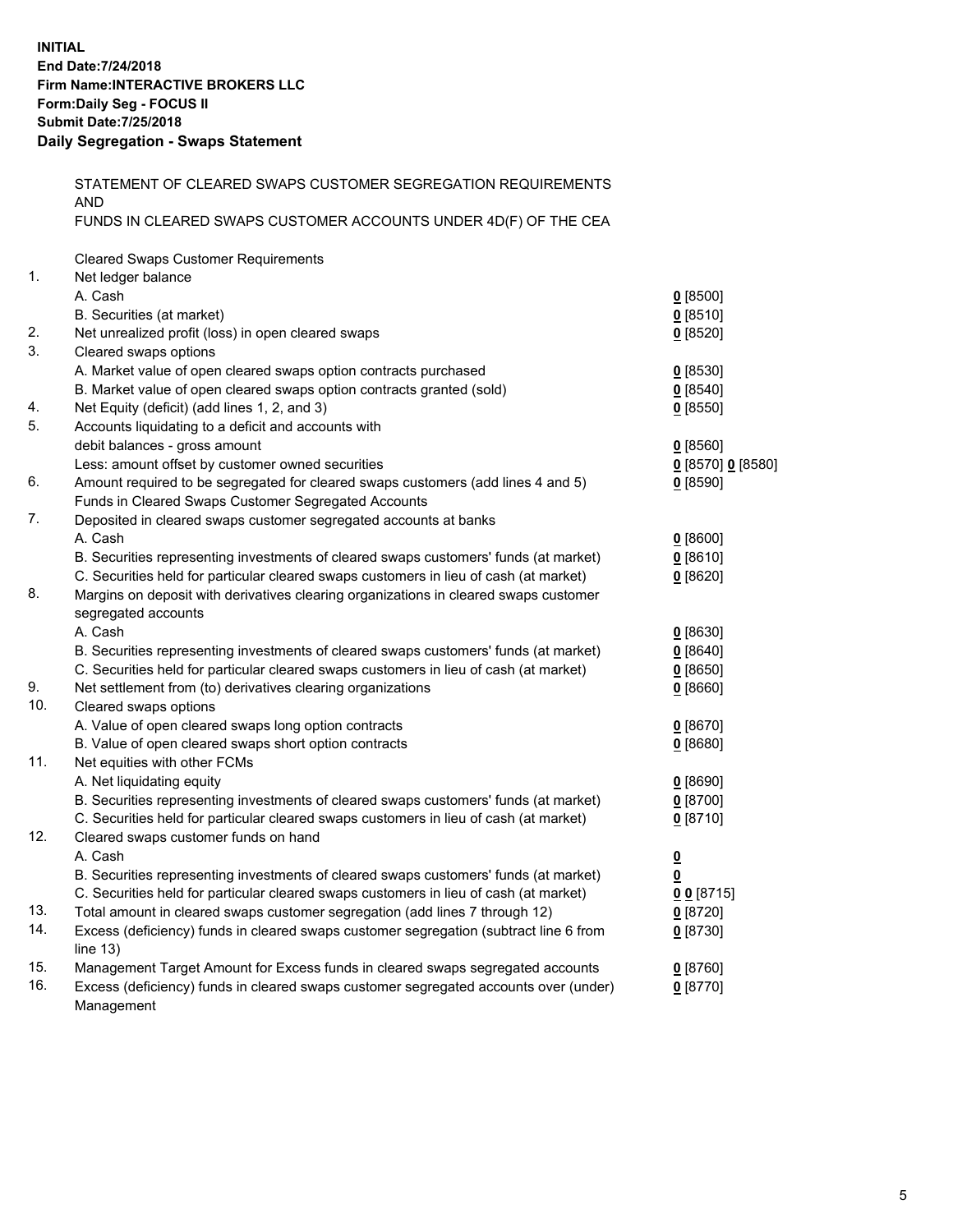**INITIAL**
**End Date:7/24/2018**
**Firm Name:INTERACTIVE BROKERS LLC**
**Form:Daily Seg - FOCUS II**
**Submit Date:7/25/2018**
**Daily Segregation - Swaps Statement**

STATEMENT OF CLEARED SWAPS CUSTOMER SEGREGATION REQUIREMENTS AND FUNDS IN CLEARED SWAPS CUSTOMER ACCOUNTS UNDER 4D(F) OF THE CEA

| | | |
|---|---|---|
| | Cleared Swaps Customer Requirements | |
| 1. | Net ledger balance | |
| | A. Cash | 0 [8500] |
| | B. Securities (at market) | 0 [8510] |
| 2. | Net unrealized profit (loss) in open cleared swaps | 0 [8520] |
| 3. | Cleared swaps options | |
| | A. Market value of open cleared swaps option contracts purchased | 0 [8530] |
| | B. Market value of open cleared swaps option contracts granted (sold) | 0 [8540] |
| 4. | Net Equity (deficit) (add lines 1, 2, and 3) | 0 [8550] |
| 5. | Accounts liquidating to a deficit and accounts with debit balances - gross amount | 0 [8560] |
| | Less: amount offset by customer owned securities | 0 [8570] 0 [8580] |
| 6. | Amount required to be segregated for cleared swaps customers (add lines 4 and 5) | 0 [8590] |
| | Funds in Cleared Swaps Customer Segregated Accounts | |
| 7. | Deposited in cleared swaps customer segregated accounts at banks | |
| | A. Cash | 0 [8600] |
| | B. Securities representing investments of cleared swaps customers' funds (at market) | 0 [8610] |
| | C. Securities held for particular cleared swaps customers in lieu of cash (at market) | 0 [8620] |
| 8. | Margins on deposit with derivatives clearing organizations in cleared swaps customer segregated accounts | |
| | A. Cash | 0 [8630] |
| | B. Securities representing investments of cleared swaps customers' funds (at market) | 0 [8640] |
| | C. Securities held for particular cleared swaps customers in lieu of cash (at market) | 0 [8650] |
| 9. | Net settlement from (to) derivatives clearing organizations | 0 [8660] |
| 10. | Cleared swaps options | |
| | A. Value of open cleared swaps long option contracts | 0 [8670] |
| | B. Value of open cleared swaps short option contracts | 0 [8680] |
| 11. | Net equities with other FCMs | |
| | A. Net liquidating equity | 0 [8690] |
| | B. Securities representing investments of cleared swaps customers' funds (at market) | 0 [8700] |
| | C. Securities held for particular cleared swaps customers in lieu of cash (at market) | 0 [8710] |
| 12. | Cleared swaps customer funds on hand | |
| | A. Cash | 0 |
| | B. Securities representing investments of cleared swaps customers' funds (at market) | 0 |
| | C. Securities held for particular cleared swaps customers in lieu of cash (at market) | 0 0 [8715] |
| 13. | Total amount in cleared swaps customer segregation (add lines 7 through 12) | 0 [8720] |
| 14. | Excess (deficiency) funds in cleared swaps customer segregation (subtract line 6 from line 13) | 0 [8730] |
| 15. | Management Target Amount for Excess funds in cleared swaps segregated accounts | 0 [8760] |
| 16. | Excess (deficiency) funds in cleared swaps customer segregated accounts over (under) Management | 0 [8770] |